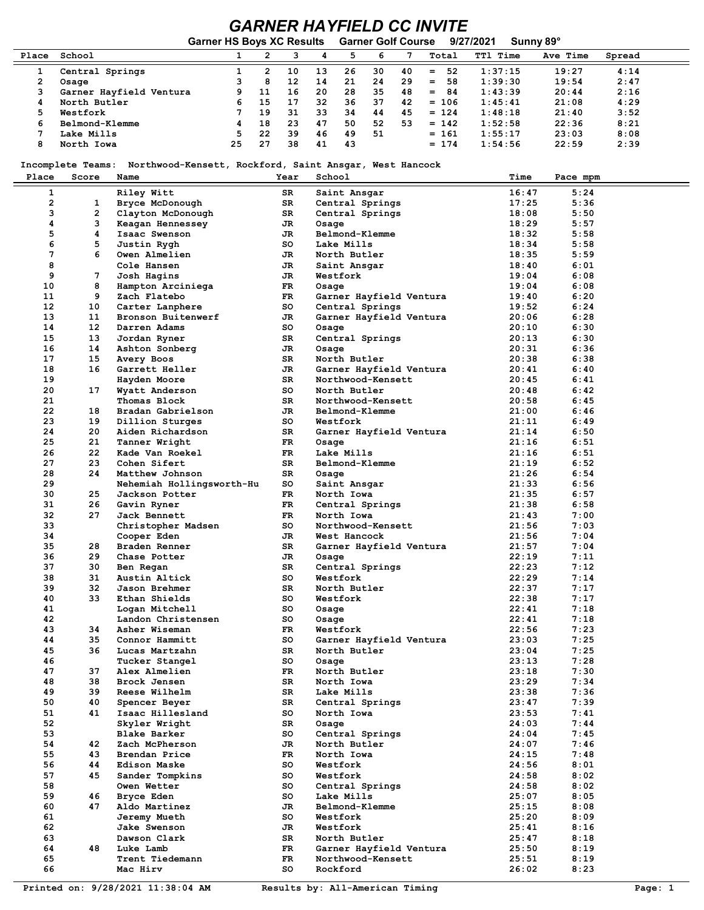# GARNER HAYFIELD CC INVITE

**Garner HS Boys XC Results  Garner Golf Course  9/27/2021  Sunny 89°**

| Place | School | 1 | 2 | 3 | 4 | 5 | 6 | 7 | Total | TTl Time | Ave Time | Spread |
|---|---|---|---|---|---|---|---|---|---|---|---|---|
| 1 | Central Springs | 1 | 2 | 10 | 13 | 26 | 30 | 40 | = 52 | 1:37:15 | 19:27 | 4:14 |
| 2 | Osage | 3 | 8 | 12 | 14 | 21 | 24 | 29 | = 58 | 1:39:30 | 19:54 | 2:47 |
| 3 | Garner Hayfield Ventura | 9 | 11 | 16 | 20 | 28 | 35 | 48 | = 84 | 1:43:39 | 20:44 | 2:16 |
| 4 | North Butler | 6 | 15 | 17 | 32 | 36 | 37 | 42 | = 106 | 1:45:41 | 21:08 | 4:29 |
| 5 | Westfork | 7 | 19 | 31 | 33 | 34 | 44 | 45 | = 124 | 1:48:18 | 21:40 | 3:52 |
| 6 | Belmond-Klemme | 4 | 18 | 23 | 47 | 50 | 52 | 53 | = 142 | 1:52:58 | 22:36 | 8:21 |
| 7 | Lake Mills | 5 | 22 | 39 | 46 | 49 | 51 | | = 161 | 1:55:17 | 23:03 | 8:08 |
| 8 | North Iowa | 25 | 27 | 38 | 41 | 43 | | | = 174 | 1:54:56 | 22:59 | 2:39 |

Incomplete Teams: Northwood-Kensett, Rockford, Saint Ansgar, West Hancock

| Place | Score | Name | Year | School | Time | Pace mpm |
|---|---|---|---|---|---|---|
| 1 | | Riley Witt | SR | Saint Ansgar | 16:47 | 5:24 |
| 2 | 1 | Bryce McDonough | SR | Central Springs | 17:25 | 5:36 |
| 3 | 2 | Clayton McDonough | SR | Central Springs | 18:08 | 5:50 |
| 4 | 3 | Keagan Hennessey | JR | Osage | 18:29 | 5:57 |
| 5 | 4 | Isaac Swenson | JR | Belmond-Klemme | 18:32 | 5:58 |
| 6 | 5 | Justin Rygh | SO | Lake Mills | 18:34 | 5:58 |
| 7 | 6 | Owen Almelien | JR | North Butler | 18:35 | 5:59 |
| 8 | | Cole Hansen | JR | Saint Ansgar | 18:40 | 6:01 |
| 9 | 7 | Josh Hagins | JR | Westfork | 19:04 | 6:08 |
| 10 | 8 | Hampton Arciniega | FR | Osage | 19:04 | 6:08 |
| 11 | 9 | Zach Flatebo | FR | Garner Hayfield Ventura | 19:40 | 6:20 |
| 12 | 10 | Carter Lanphere | SO | Central Springs | 19:52 | 6:24 |
| 13 | 11 | Bronson Buitenwerf | JR | Garner Hayfield Ventura | 20:06 | 6:28 |
| 14 | 12 | Darren Adams | SO | Osage | 20:10 | 6:30 |
| 15 | 13 | Jordan Ryner | SR | Central Springs | 20:13 | 6:30 |
| 16 | 14 | Ashton Sonberg | JR | Osage | 20:31 | 6:36 |
| 17 | 15 | Avery Boos | SR | North Butler | 20:38 | 6:38 |
| 18 | 16 | Garrett Heller | JR | Garner Hayfield Ventura | 20:41 | 6:40 |
| 19 | | Hayden Moore | SR | Northwood-Kensett | 20:45 | 6:41 |
| 20 | 17 | Wyatt Anderson | SO | North Butler | 20:48 | 6:42 |
| 21 | | Thomas Block | SR | Northwood-Kensett | 20:58 | 6:45 |
| 22 | 18 | Bradan Gabrielson | JR | Belmond-Klemme | 21:00 | 6:46 |
| 23 | 19 | Dillion Sturges | SO | Westfork | 21:11 | 6:49 |
| 24 | 20 | Aiden Richardson | SR | Garner Hayfield Ventura | 21:14 | 6:50 |
| 25 | 21 | Tanner Wright | FR | Osage | 21:16 | 6:51 |
| 26 | 22 | Kade Van Roekel | FR | Lake Mills | 21:16 | 6:51 |
| 27 | 23 | Cohen Sifert | SR | Belmond-Klemme | 21:19 | 6:52 |
| 28 | 24 | Matthew Johnson | SR | Osage | 21:26 | 6:54 |
| 29 | | Nehemiah Hollingsworth-Hu | SO | Saint Ansgar | 21:33 | 6:56 |
| 30 | 25 | Jackson Potter | FR | North Iowa | 21:35 | 6:57 |
| 31 | 26 | Gavin Ryner | FR | Central Springs | 21:38 | 6:58 |
| 32 | 27 | Jack Bennett | FR | North Iowa | 21:43 | 7:00 |
| 33 | | Christopher Madsen | SO | Northwood-Kensett | 21:56 | 7:03 |
| 34 | | Cooper Eden | JR | West Hancock | 21:56 | 7:04 |
| 35 | 28 | Braden Renner | SR | Garner Hayfield Ventura | 21:57 | 7:04 |
| 36 | 29 | Chase Potter | JR | Osage | 22:19 | 7:11 |
| 37 | 30 | Ben Regan | SR | Central Springs | 22:23 | 7:12 |
| 38 | 31 | Austin Altick | SO | Westfork | 22:29 | 7:14 |
| 39 | 32 | Jason Brehmer | SR | North Butler | 22:37 | 7:17 |
| 40 | 33 | Ethan Shields | SO | Westfork | 22:38 | 7:17 |
| 41 | | Logan Mitchell | SO | Osage | 22:41 | 7:18 |
| 42 | | Landon Christensen | SO | Osage | 22:41 | 7:18 |
| 43 | 34 | Asher Wiseman | FR | Westfork | 22:56 | 7:23 |
| 44 | 35 | Connor Hammitt | SO | Garner Hayfield Ventura | 23:03 | 7:25 |
| 45 | 36 | Lucas Martzahn | SR | North Butler | 23:04 | 7:25 |
| 46 | | Tucker Stangel | SO | Osage | 23:13 | 7:28 |
| 47 | 37 | Alex Almelien | FR | North Butler | 23:18 | 7:30 |
| 48 | 38 | Brock Jensen | SR | North Iowa | 23:29 | 7:34 |
| 49 | 39 | Reese Wilhelm | SR | Lake Mills | 23:38 | 7:36 |
| 50 | 40 | Spencer Beyer | SR | Central Springs | 23:47 | 7:39 |
| 51 | 41 | Isaac Hillesland | SO | North Iowa | 23:53 | 7:41 |
| 52 | | Skyler Wright | SR | Osage | 24:03 | 7:44 |
| 53 | | Blake Barker | SO | Central Springs | 24:04 | 7:45 |
| 54 | 42 | Zach McPherson | JR | North Butler | 24:07 | 7:46 |
| 55 | 43 | Brendan Price | FR | North Iowa | 24:15 | 7:48 |
| 56 | 44 | Edison Maske | SO | Westfork | 24:56 | 8:01 |
| 57 | 45 | Sander Tompkins | SO | Westfork | 24:58 | 8:02 |
| 58 | | Owen Wetter | SO | Central Springs | 24:58 | 8:02 |
| 59 | 46 | Bryce Eden | SO | Lake Mills | 25:07 | 8:05 |
| 60 | 47 | Aldo Martinez | JR | Belmond-Klemme | 25:15 | 8:08 |
| 61 | | Jeremy Mueth | SO | Westfork | 25:20 | 8:09 |
| 62 | | Jake Swenson | JR | Westfork | 25:41 | 8:16 |
| 63 | | Dawson Clark | SR | North Butler | 25:47 | 8:18 |
| 64 | 48 | Luke Lamb | FR | Garner Hayfield Ventura | 25:50 | 8:19 |
| 65 | | Trent Tiedemann | FR | Northwood-Kensett | 25:51 | 8:19 |
| 66 | | Mac Hirv | SO | Rockford | 26:02 | 8:23 |

Printed on: 9/28/2021 11:38:04 AM  Results by: All-American Timing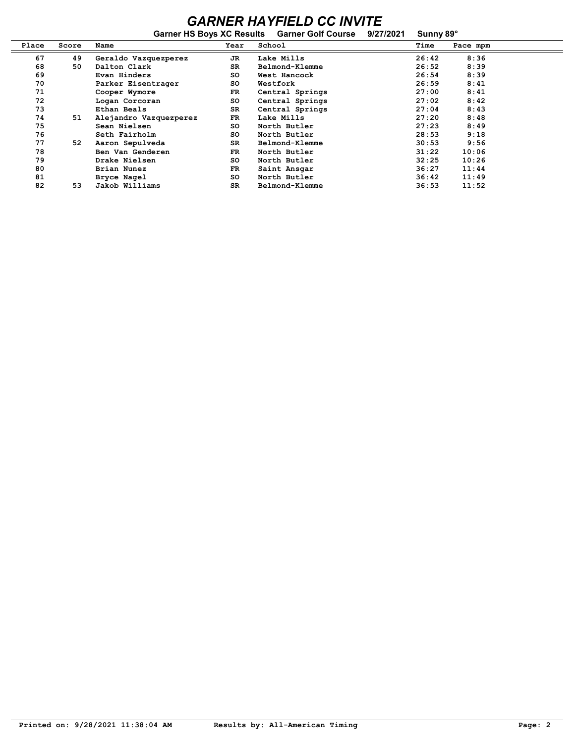# GARNER HAYFIELD CC INVITE

**Garner HS Boys XC Results   Garner Golf Course   9/27/2021   Sunny 89°**

| Place | Score | Name | Year | School | Time | Pace mpm |
|---|---|---|---|---|---|---|
| 67 | 49 | Geraldo Vazquezperez | JR | Lake Mills | 26:42 | 8:36 |
| 68 | 50 | Dalton Clark | SR | Belmond-Klemme | 26:52 | 8:39 |
| 69 | | Evan Hinders | SO | West Hancock | 26:54 | 8:39 |
| 70 | | Parker Eisentrager | SO | Westfork | 26:59 | 8:41 |
| 71 | | Cooper Wymore | FR | Central Springs | 27:00 | 8:41 |
| 72 | | Logan Corcoran | SO | Central Springs | 27:02 | 8:42 |
| 73 | | Ethan Beals | SR | Central Springs | 27:04 | 8:43 |
| 74 | 51 | Alejandro Vazquezperez | FR | Lake Mills | 27:20 | 8:48 |
| 75 | | Sean Nielsen | SO | North Butler | 27:23 | 8:49 |
| 76 | | Seth Fairholm | SO | North Butler | 28:53 | 9:18 |
| 77 | 52 | Aaron Sepulveda | SR | Belmond-Klemme | 30:53 | 9:56 |
| 78 | | Ben Van Genderen | FR | North Butler | 31:22 | 10:06 |
| 79 | | Drake Nielsen | SO | North Butler | 32:25 | 10:26 |
| 80 | | Brian Nunez | FR | Saint Ansgar | 36:27 | 11:44 |
| 81 | | Bryce Nagel | SO | North Butler | 36:42 | 11:49 |
| 82 | 53 | Jakob Williams | SR | Belmond-Klemme | 36:53 | 11:52 |

Printed on: 9/28/2021 11:38:04 AM   Results by: All-American Timing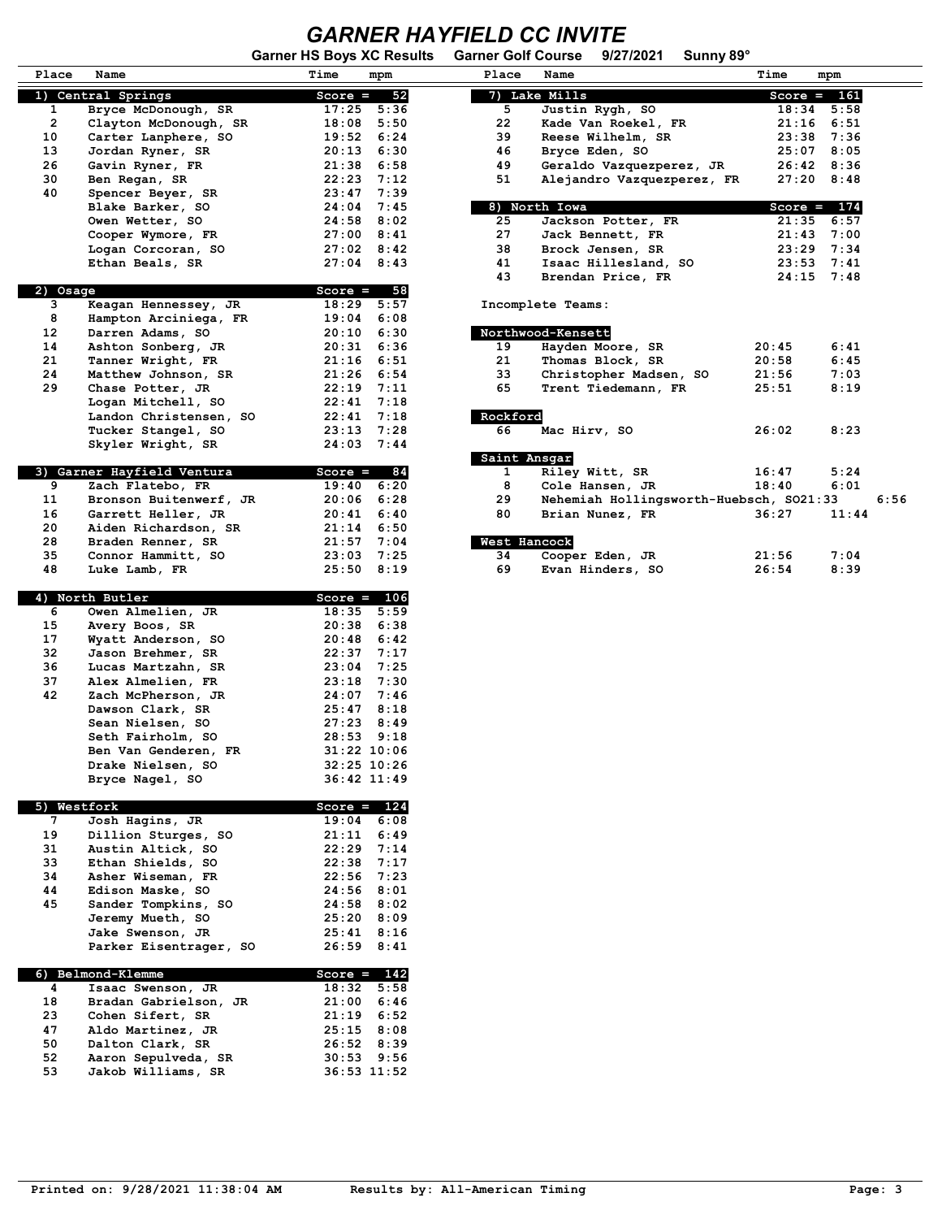# GARNER HAYFIELD CC INVITE

**Garner HS Boys XC Results    Garner Golf Course    9/27/2021    Sunny 89°**

### 1) Central Springs — Score = 52

| Place | Name | Time | mpm |
|---|---|---|---|
| 1 | Bryce McDonough, SR | 17:25 | 5:36 |
| 2 | Clayton McDonough, SR | 18:08 | 5:50 |
| 10 | Carter Lanphere, SO | 19:52 | 6:24 |
| 13 | Jordan Ryner, SR | 20:13 | 6:30 |
| 26 | Gavin Ryner, FR | 21:38 | 6:58 |
| 30 | Ben Regan, SR | 22:23 | 7:12 |
| 40 | Spencer Beyer, SR | 23:47 | 7:39 |
| | Blake Barker, SO | 24:04 | 7:45 |
| | Owen Wetter, SO | 24:58 | 8:02 |
| | Cooper Wymore, FR | 27:00 | 8:41 |
| | Logan Corcoran, SO | 27:02 | 8:42 |
| | Ethan Beals, SR | 27:04 | 8:43 |

### 2) Osage — Score = 58

| Place | Name | Time | mpm |
|---|---|---|---|
| 3 | Keagan Hennessey, JR | 18:29 | 5:57 |
| 8 | Hampton Arciniega, FR | 19:04 | 6:08 |
| 12 | Darren Adams, SO | 20:10 | 6:30 |
| 14 | Ashton Sonberg, JR | 20:31 | 6:36 |
| 21 | Tanner Wright, FR | 21:16 | 6:51 |
| 24 | Matthew Johnson, SR | 21:26 | 6:54 |
| 29 | Chase Potter, JR | 22:19 | 7:11 |
| | Logan Mitchell, SO | 22:41 | 7:18 |
| | Landon Christensen, SO | 22:41 | 7:18 |
| | Tucker Stangel, SO | 23:13 | 7:28 |
| | Skyler Wright, SR | 24:03 | 7:44 |

### 3) Garner Hayfield Ventura — Score = 84

| Place | Name | Time | mpm |
|---|---|---|---|
| 9 | Zach Flatebo, FR | 19:40 | 6:20 |
| 11 | Bronson Buitenwerf, JR | 20:06 | 6:28 |
| 16 | Garrett Heller, JR | 20:41 | 6:40 |
| 20 | Aiden Richardson, SR | 21:14 | 6:50 |
| 28 | Braden Renner, SR | 21:57 | 7:04 |
| 35 | Connor Hammitt, SO | 23:03 | 7:25 |
| 48 | Luke Lamb, FR | 25:50 | 8:19 |

### 4) North Butler — Score = 106

| Place | Name | Time | mpm |
|---|---|---|---|
| 6 | Owen Almelien, JR | 18:35 | 5:59 |
| 15 | Avery Boos, SR | 20:38 | 6:38 |
| 17 | Wyatt Anderson, SO | 20:48 | 6:42 |
| 32 | Jason Brehmer, SR | 22:37 | 7:17 |
| 36 | Lucas Martzahn, SR | 23:04 | 7:25 |
| 37 | Alex Almelien, FR | 23:18 | 7:30 |
| 42 | Zach McPherson, JR | 24:07 | 7:46 |
| | Dawson Clark, SR | 25:47 | 8:18 |
| | Sean Nielsen, SO | 27:23 | 8:49 |
| | Seth Fairholm, SO | 28:53 | 9:18 |
| | Ben Van Genderen, FR | 31:22 | 10:06 |
| | Drake Nielsen, SO | 32:25 | 10:26 |
| | Bryce Nagel, SO | 36:42 | 11:49 |

### 5) Westfork — Score = 124

| Place | Name | Time | mpm |
|---|---|---|---|
| 7 | Josh Hagins, JR | 19:04 | 6:08 |
| 19 | Dillion Sturges, SO | 21:11 | 6:49 |
| 31 | Austin Altick, SO | 22:29 | 7:14 |
| 33 | Ethan Shields, SO | 22:38 | 7:17 |
| 34 | Asher Wiseman, FR | 22:56 | 7:23 |
| 44 | Edison Maske, SO | 24:56 | 8:01 |
| 45 | Sander Tompkins, SO | 24:58 | 8:02 |
| | Jeremy Mueth, SO | 25:20 | 8:09 |
| | Jake Swenson, JR | 25:41 | 8:16 |
| | Parker Eisentrager, SO | 26:59 | 8:41 |

### 6) Belmond-Klemme — Score = 142

| Place | Name | Time | mpm |
|---|---|---|---|
| 4 | Isaac Swenson, JR | 18:32 | 5:58 |
| 18 | Bradan Gabrielson, JR | 21:00 | 6:46 |
| 23 | Cohen Sifert, SR | 21:19 | 6:52 |
| 47 | Aldo Martinez, JR | 25:15 | 8:08 |
| 50 | Dalton Clark, SR | 26:52 | 8:39 |
| 52 | Aaron Sepulveda, SR | 30:53 | 9:56 |
| 53 | Jakob Williams, SR | 36:53 | 11:52 |

### 7) Lake Mills — Score = 161

| Place | Name | Time | mpm |
|---|---|---|---|
| 5 | Justin Rygh, SO | 18:34 | 5:58 |
| 22 | Kade Van Roekel, FR | 21:16 | 6:51 |
| 39 | Reese Wilhelm, SR | 23:38 | 7:36 |
| 46 | Bryce Eden, SO | 25:07 | 8:05 |
| 49 | Geraldo Vazquezperez, JR | 26:42 | 8:36 |
| 51 | Alejandro Vazquezperez, FR | 27:20 | 8:48 |

### 8) North Iowa — Score = 174

| Place | Name | Time | mpm |
|---|---|---|---|
| 25 | Jackson Potter, FR | 21:35 | 6:57 |
| 27 | Jack Bennett, FR | 21:43 | 7:00 |
| 38 | Brock Jensen, SR | 23:29 | 7:34 |
| 41 | Isaac Hillesland, SO | 23:53 | 7:41 |
| 43 | Brendan Price, FR | 24:15 | 7:48 |

## Incomplete Teams:

### Northwood-Kensett

| Place | Name | Time | mpm |
|---|---|---|---|
| 19 | Hayden Moore, SR | 20:45 | 6:41 |
| 21 | Thomas Block, SR | 20:58 | 6:45 |
| 33 | Christopher Madsen, SO | 21:56 | 7:03 |
| 65 | Trent Tiedemann, FR | 25:51 | 8:19 |

### Rockford

| Place | Name | Time | mpm |
|---|---|---|---|
| 66 | Mac Hirv, SO | 26:02 | 8:23 |

### Saint Ansgar

| Place | Name | Time | mpm |
|---|---|---|---|
| 1 | Riley Witt, SR | 16:47 | 5:24 |
| 8 | Cole Hansen, JR | 18:40 | 6:01 |
| 29 | Nehemiah Hollingsworth-Huebsch, SO | 21:33 | 6:56 |
| 80 | Brian Nunez, FR | 36:27 | 11:44 |

### West Hancock

| Place | Name | Time | mpm |
|---|---|---|---|
| 34 | Cooper Eden, JR | 21:56 | 7:04 |
| 69 | Evan Hinders, SO | 26:54 | 8:39 |

Printed on: 9/28/2021 11:38:04 AM    Results by: All-American Timing